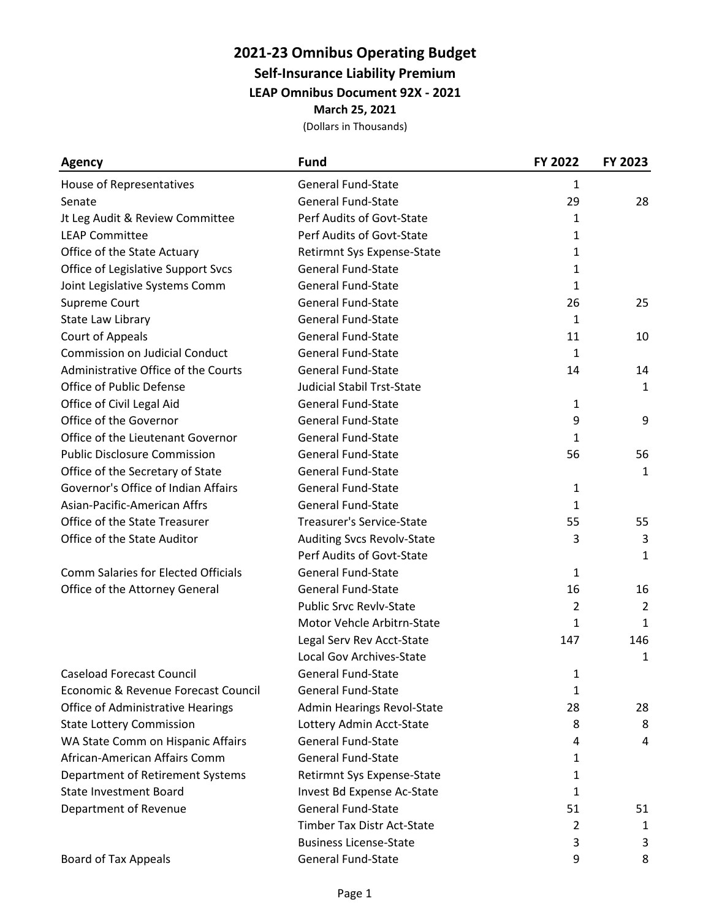# 2021-23 Omnibus Operating Budget

## Self-Insurance Liability Premium

### LEAP Omnibus Document 92X - 2021

**March 25, 2021**

(Dollars in Thousands)

| Agency | Fund | FY 2022 | FY 2023 |
|---|---|---|---|
| House of Representatives | General Fund-State | 1 | |
| Senate | General Fund-State | 29 | 28 |
| Jt Leg Audit & Review Committee | Perf Audits of Govt-State | 1 | |
| LEAP Committee | Perf Audits of Govt-State | 1 | |
| Office of the State Actuary | Retirmnt Sys Expense-State | 1 | |
| Office of Legislative Support Svcs | General Fund-State | 1 | |
| Joint Legislative Systems Comm | General Fund-State | 1 | |
| Supreme Court | General Fund-State | 26 | 25 |
| State Law Library | General Fund-State | 1 | |
| Court of Appeals | General Fund-State | 11 | 10 |
| Commission on Judicial Conduct | General Fund-State | 1 | |
| Administrative Office of the Courts | General Fund-State | 14 | 14 |
| Office of Public Defense | Judicial Stabil Trst-State | | 1 |
| Office of Civil Legal Aid | General Fund-State | 1 | |
| Office of the Governor | General Fund-State | 9 | 9 |
| Office of the Lieutenant Governor | General Fund-State | 1 | |
| Public Disclosure Commission | General Fund-State | 56 | 56 |
| Office of the Secretary of State | General Fund-State | | 1 |
| Governor's Office of Indian Affairs | General Fund-State | 1 | |
| Asian-Pacific-American Affrs | General Fund-State | 1 | |
| Office of the State Treasurer | Treasurer's Service-State | 55 | 55 |
| Office of the State Auditor | Auditing Svcs Revolv-State | 3 | 3 |
| | Perf Audits of Govt-State | | 1 |
| Comm Salaries for Elected Officials | General Fund-State | 1 | |
| Office of the Attorney General | General Fund-State | 16 | 16 |
| | Public Srvc Revlv-State | 2 | 2 |
| | Motor Vehcle Arbitrn-State | 1 | 1 |
| | Legal Serv Rev Acct-State | 147 | 146 |
| | Local Gov Archives-State | | 1 |
| Caseload Forecast Council | General Fund-State | 1 | |
| Economic & Revenue Forecast Council | General Fund-State | 1 | |
| Office of Administrative Hearings | Admin Hearings Revol-State | 28 | 28 |
| State Lottery Commission | Lottery Admin Acct-State | 8 | 8 |
| WA State Comm on Hispanic Affairs | General Fund-State | 4 | 4 |
| African-American Affairs Comm | General Fund-State | 1 | |
| Department of Retirement Systems | Retirmnt Sys Expense-State | 1 | |
| State Investment Board | Invest Bd Expense Ac-State | 1 | |
| Department of Revenue | General Fund-State | 51 | 51 |
| | Timber Tax Distr Act-State | 2 | 1 |
| | Business License-State | 3 | 3 |
| Board of Tax Appeals | General Fund-State | 9 | 8 |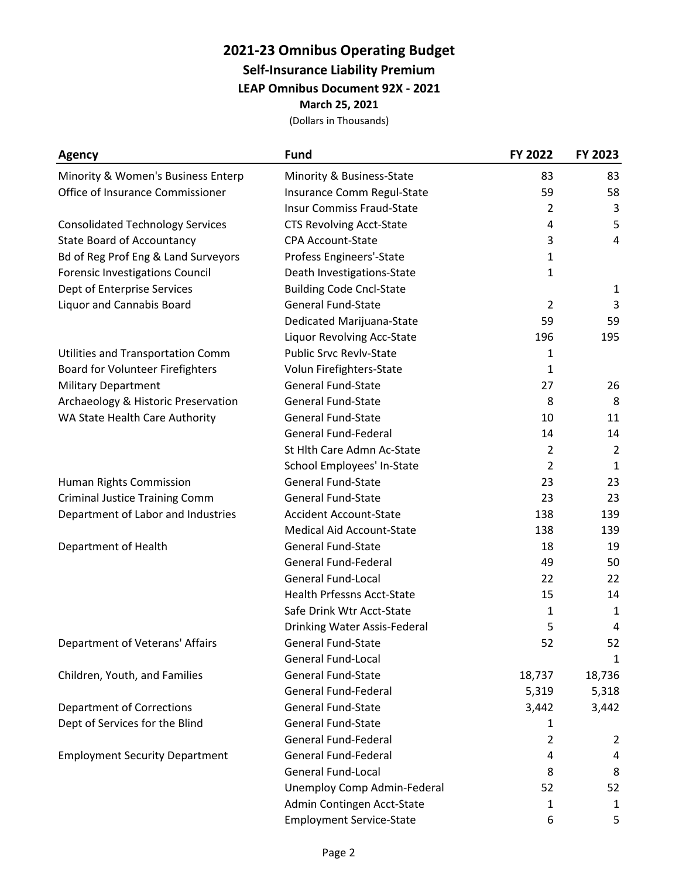# 2021-23 Omnibus Operating Budget

## Self-Insurance Liability Premium

### LEAP Omnibus Document 92X - 2021

**March 25, 2021**

(Dollars in Thousands)

| Agency | Fund | FY 2022 | FY 2023 |
|---|---|---|---|
| Minority & Women's Business Enterp | Minority & Business-State | 83 | 83 |
| Office of Insurance Commissioner | Insurance Comm Regul-State | 59 | 58 |
| | Insur Commiss Fraud-State | 2 | 3 |
| Consolidated Technology Services | CTS Revolving Acct-State | 4 | 5 |
| State Board of Accountancy | CPA Account-State | 3 | 4 |
| Bd of Reg Prof Eng & Land Surveyors | Profess Engineers'-State | 1 | |
| Forensic Investigations Council | Death Investigations-State | 1 | |
| Dept of Enterprise Services | Building Code Cncl-State | | 1 |
| Liquor and Cannabis Board | General Fund-State | 2 | 3 |
| | Dedicated Marijuana-State | 59 | 59 |
| | Liquor Revolving Acc-State | 196 | 195 |
| Utilities and Transportation Comm | Public Srvc Revlv-State | 1 | |
| Board for Volunteer Firefighters | Volun Firefighters-State | 1 | |
| Military Department | General Fund-State | 27 | 26 |
| Archaeology & Historic Preservation | General Fund-State | 8 | 8 |
| WA State Health Care Authority | General Fund-State | 10 | 11 |
| | General Fund-Federal | 14 | 14 |
| | St Hlth Care Admn Ac-State | 2 | 2 |
| | School Employees' In-State | 2 | 1 |
| Human Rights Commission | General Fund-State | 23 | 23 |
| Criminal Justice Training Comm | General Fund-State | 23 | 23 |
| Department of Labor and Industries | Accident Account-State | 138 | 139 |
| | Medical Aid Account-State | 138 | 139 |
| Department of Health | General Fund-State | 18 | 19 |
| | General Fund-Federal | 49 | 50 |
| | General Fund-Local | 22 | 22 |
| | Health Prfessns Acct-State | 15 | 14 |
| | Safe Drink Wtr Acct-State | 1 | 1 |
| | Drinking Water Assis-Federal | 5 | 4 |
| Department of Veterans' Affairs | General Fund-State | 52 | 52 |
| | General Fund-Local | | 1 |
| Children, Youth, and Families | General Fund-State | 18,737 | 18,736 |
| | General Fund-Federal | 5,319 | 5,318 |
| Department of Corrections | General Fund-State | 3,442 | 3,442 |
| Dept of Services for the Blind | General Fund-State | 1 | |
| | General Fund-Federal | 2 | 2 |
| Employment Security Department | General Fund-Federal | 4 | 4 |
| | General Fund-Local | 8 | 8 |
| | Unemploy Comp Admin-Federal | 52 | 52 |
| | Admin Contingen Acct-State | 1 | 1 |
| | Employment Service-State | 6 | 5 |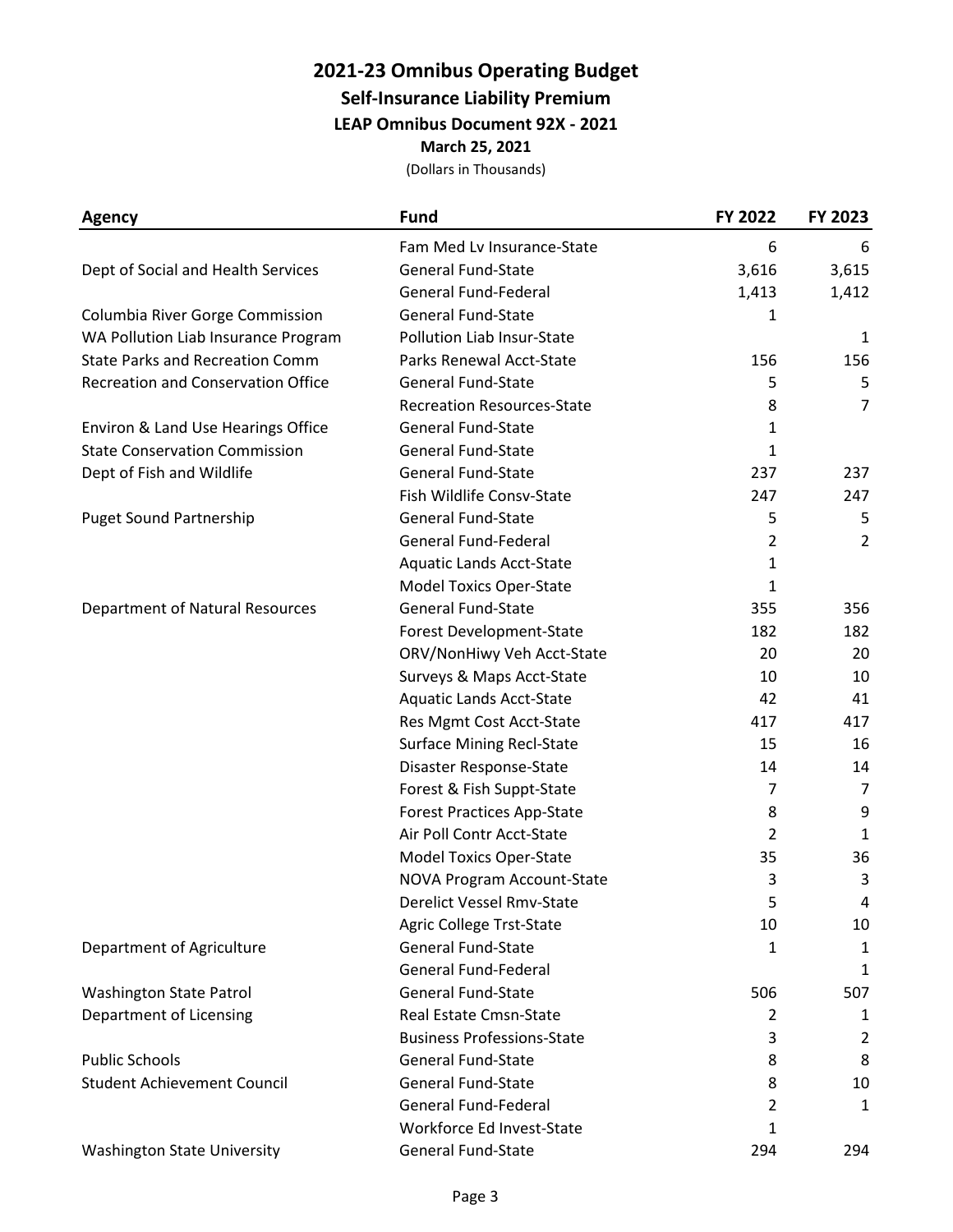# 2021-23 Omnibus Operating Budget

## Self-Insurance Liability Premium

### LEAP Omnibus Document 92X - 2021

**March 25, 2021**

(Dollars in Thousands)

| Agency | Fund | FY 2022 | FY 2023 |
|---|---|---|---|
| | Fam Med Lv Insurance-State | 6 | 6 |
| Dept of Social and Health Services | General Fund-State | 3,616 | 3,615 |
| | General Fund-Federal | 1,413 | 1,412 |
| Columbia River Gorge Commission | General Fund-State | 1 | |
| WA Pollution Liab Insurance Program | Pollution Liab Insur-State | | 1 |
| State Parks and Recreation Comm | Parks Renewal Acct-State | 156 | 156 |
| Recreation and Conservation Office | General Fund-State | 5 | 5 |
| | Recreation Resources-State | 8 | 7 |
| Environ & Land Use Hearings Office | General Fund-State | 1 | |
| State Conservation Commission | General Fund-State | 1 | |
| Dept of Fish and Wildlife | General Fund-State | 237 | 237 |
| | Fish Wildlife Consv-State | 247 | 247 |
| Puget Sound Partnership | General Fund-State | 5 | 5 |
| | General Fund-Federal | 2 | 2 |
| | Aquatic Lands Acct-State | 1 | |
| | Model Toxics Oper-State | 1 | |
| Department of Natural Resources | General Fund-State | 355 | 356 |
| | Forest Development-State | 182 | 182 |
| | ORV/NonHiwy Veh Acct-State | 20 | 20 |
| | Surveys & Maps Acct-State | 10 | 10 |
| | Aquatic Lands Acct-State | 42 | 41 |
| | Res Mgmt Cost Acct-State | 417 | 417 |
| | Surface Mining Recl-State | 15 | 16 |
| | Disaster Response-State | 14 | 14 |
| | Forest & Fish Suppt-State | 7 | 7 |
| | Forest Practices App-State | 8 | 9 |
| | Air Poll Contr Acct-State | 2 | 1 |
| | Model Toxics Oper-State | 35 | 36 |
| | NOVA Program Account-State | 3 | 3 |
| | Derelict Vessel Rmv-State | 5 | 4 |
| | Agric College Trst-State | 10 | 10 |
| Department of Agriculture | General Fund-State | 1 | 1 |
| | General Fund-Federal | | 1 |
| Washington State Patrol | General Fund-State | 506 | 507 |
| Department of Licensing | Real Estate Cmsn-State | 2 | 1 |
| | Business Professions-State | 3 | 2 |
| Public Schools | General Fund-State | 8 | 8 |
| Student Achievement Council | General Fund-State | 8 | 10 |
| | General Fund-Federal | 2 | 1 |
| | Workforce Ed Invest-State | 1 | |
| Washington State University | General Fund-State | 294 | 294 |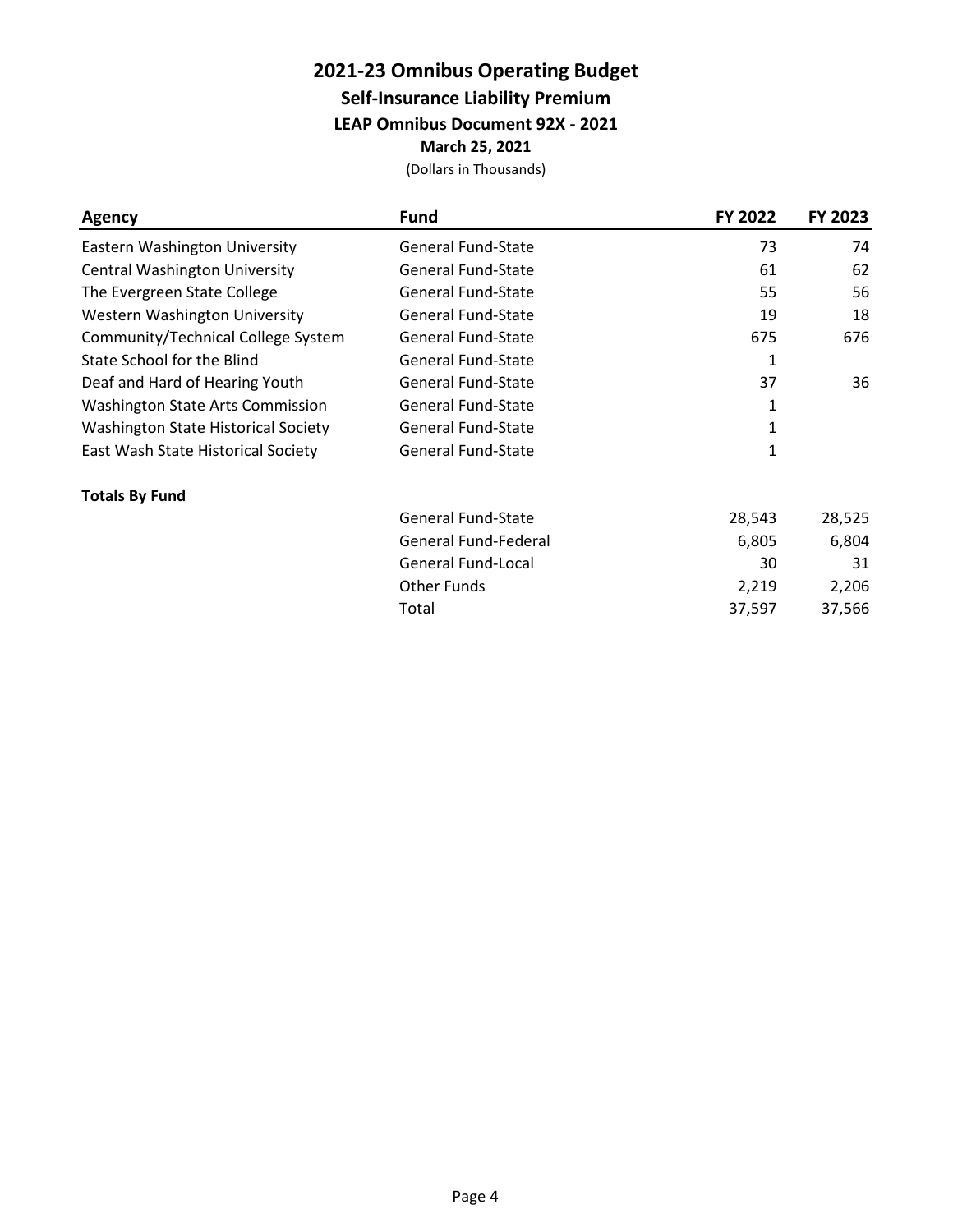# 2021-23 Omnibus Operating Budget

## Self-Insurance Liability Premium

### LEAP Omnibus Document 92X - 2021

**March 25, 2021**

(Dollars in Thousands)

| Agency | Fund | FY 2022 | FY 2023 |
|---|---|---|---|
| Eastern Washington University | General Fund-State | 73 | 74 |
| Central Washington University | General Fund-State | 61 | 62 |
| The Evergreen State College | General Fund-State | 55 | 56 |
| Western Washington University | General Fund-State | 19 | 18 |
| Community/Technical College System | General Fund-State | 675 | 676 |
| State School for the Blind | General Fund-State | 1 | |
| Deaf and Hard of Hearing Youth | General Fund-State | 37 | 36 |
| Washington State Arts Commission | General Fund-State | 1 | |
| Washington State Historical Society | General Fund-State | 1 | |
| East Wash State Historical Society | General Fund-State | 1 | |
| **Totals By Fund** | | | |
| | General Fund-State | 28,543 | 28,525 |
| | General Fund-Federal | 6,805 | 6,804 |
| | General Fund-Local | 30 | 31 |
| | Other Funds | 2,219 | 2,206 |
| | Total | 37,597 | 37,566 |